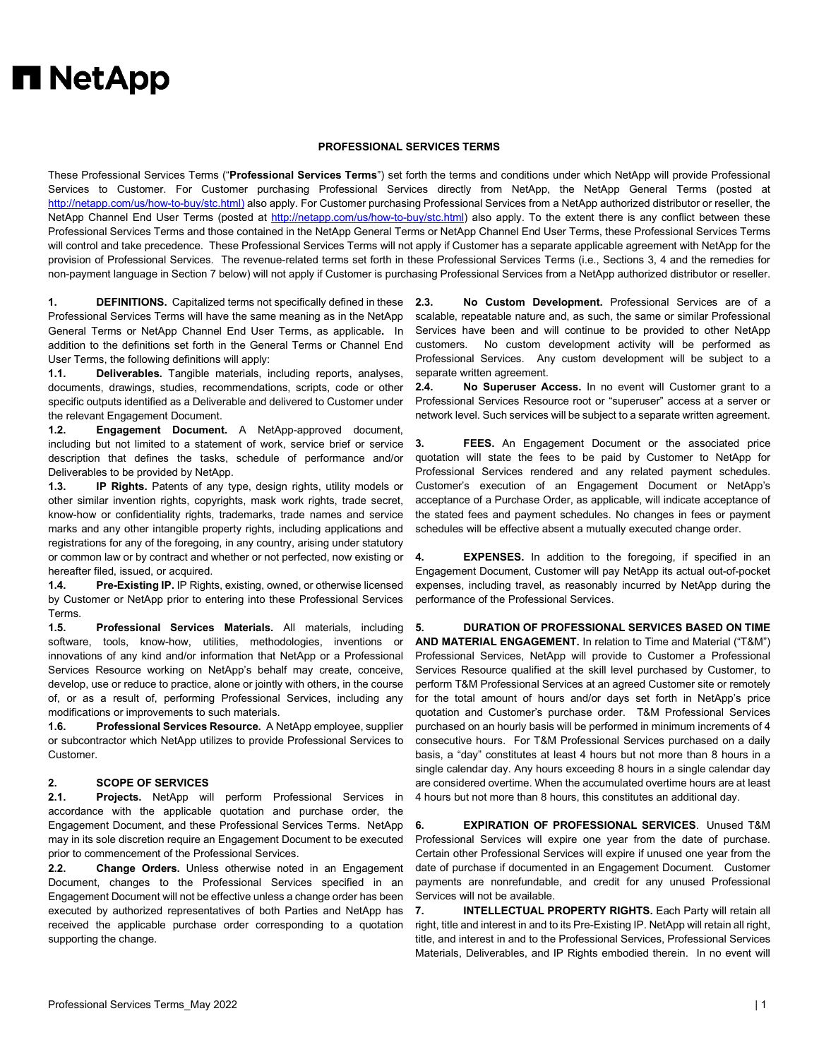# NetApp

## PROFESSIONAL SERVICES TERMS

These Professional Services Terms ("**Professional Services Terms**") set forth the terms and conditions under which NetApp will provide Professional Services to Customer. For Customer purchasing Professional Services directly from NetApp, the NetApp General Terms (posted at http://netapp.com/us/how-to-buy/stc.html) also apply. For Customer purchasing Professional Services from a NetApp authorized distributor or reseller, the NetApp Channel End User Terms (posted at http://netapp.com/us/how-to-buy/stc.html) also apply. To the extent there is any conflict between these Professional Services Terms and those contained in the NetApp General Terms or NetApp Channel End User Terms, these Professional Services Terms will control and take precedence. These Professional Services Terms will not apply if Customer has a separate applicable agreement with NetApp for the provision of Professional Services. The revenue-related terms set forth in these Professional Services Terms (i.e., Sections 3, 4 and the remedies for non-payment language in Section 7 below) will not apply if Customer is purchasing Professional Services from a NetApp authorized distributor or reseller.

**1. DEFINITIONS.** Capitalized terms not specifically defined in these Professional Services Terms will have the same meaning as in the NetApp General Terms or NetApp Channel End User Terms, as applicable. In addition to the definitions set forth in the General Terms or Channel End User Terms, the following definitions will apply:

**1.1. Deliverables.** Tangible materials, including reports, analyses, documents, drawings, studies, recommendations, scripts, code or other specific outputs identified as a Deliverable and delivered to Customer under the relevant Engagement Document.

**1.2. Engagement Document.** A NetApp-approved document, including but not limited to a statement of work, service brief or service description that defines the tasks, schedule of performance and/or Deliverables to be provided by NetApp.

**1.3. IP Rights.** Patents of any type, design rights, utility models or other similar invention rights, copyrights, mask work rights, trade secret, know-how or confidentiality rights, trademarks, trade names and service marks and any other intangible property rights, including applications and registrations for any of the foregoing, in any country, arising under statutory or common law or by contract and whether or not perfected, now existing or hereafter filed, issued, or acquired.

**1.4. Pre-Existing IP.** IP Rights, existing, owned, or otherwise licensed by Customer or NetApp prior to entering into these Professional Services Terms.

**1.5. Professional Services Materials.** All materials, including software, tools, know-how, utilities, methodologies, inventions or innovations of any kind and/or information that NetApp or a Professional Services Resource working on NetApp's behalf may create, conceive, develop, use or reduce to practice, alone or jointly with others, in the course of, or as a result of, performing Professional Services, including any modifications or improvements to such materials.

**1.6. Professional Services Resource.** A NetApp employee, supplier or subcontractor which NetApp utilizes to provide Professional Services to Customer.

**2. SCOPE OF SERVICES**

**2.1. Projects.** NetApp will perform Professional Services in accordance with the applicable quotation and purchase order, the Engagement Document, and these Professional Services Terms. NetApp may in its sole discretion require an Engagement Document to be executed prior to commencement of the Professional Services.

**2.2. Change Orders.** Unless otherwise noted in an Engagement Document, changes to the Professional Services specified in an Engagement Document will not be effective unless a change order has been executed by authorized representatives of both Parties and NetApp has received the applicable purchase order corresponding to a quotation supporting the change.

**2.3. No Custom Development.** Professional Services are of a scalable, repeatable nature and, as such, the same or similar Professional Services have been and will continue to be provided to other NetApp customers. No custom development activity will be performed as Professional Services. Any custom development will be subject to a separate written agreement.

**2.4. No Superuser Access.** In no event will Customer grant to a Professional Services Resource root or "superuser" access at a server or network level. Such services will be subject to a separate written agreement.

**3. FEES.** An Engagement Document or the associated price quotation will state the fees to be paid by Customer to NetApp for Professional Services rendered and any related payment schedules. Customer's execution of an Engagement Document or NetApp's acceptance of a Purchase Order, as applicable, will indicate acceptance of the stated fees and payment schedules. No changes in fees or payment schedules will be effective absent a mutually executed change order.

**4. EXPENSES.** In addition to the foregoing, if specified in an Engagement Document, Customer will pay NetApp its actual out-of-pocket expenses, including travel, as reasonably incurred by NetApp during the performance of the Professional Services.

**5. DURATION OF PROFESSIONAL SERVICES BASED ON TIME AND MATERIAL ENGAGEMENT.** In relation to Time and Material ("T&M") Professional Services, NetApp will provide to Customer a Professional Services Resource qualified at the skill level purchased by Customer, to perform T&M Professional Services at an agreed Customer site or remotely for the total amount of hours and/or days set forth in NetApp's price quotation and Customer's purchase order. T&M Professional Services purchased on an hourly basis will be performed in minimum increments of 4 consecutive hours. For T&M Professional Services purchased on a daily basis, a "day" constitutes at least 4 hours but not more than 8 hours in a single calendar day. Any hours exceeding 8 hours in a single calendar day are considered overtime. When the accumulated overtime hours are at least 4 hours but not more than 8 hours, this constitutes an additional day.

**6. EXPIRATION OF PROFESSIONAL SERVICES**. Unused T&M Professional Services will expire one year from the date of purchase. Certain other Professional Services will expire if unused one year from the date of purchase if documented in an Engagement Document. Customer payments are nonrefundable, and credit for any unused Professional Services will not be available.

**7. INTELLECTUAL PROPERTY RIGHTS.** Each Party will retain all right, title and interest in and to its Pre-Existing IP. NetApp will retain all right, title, and interest in and to the Professional Services, Professional Services Materials, Deliverables, and IP Rights embodied therein. In no event will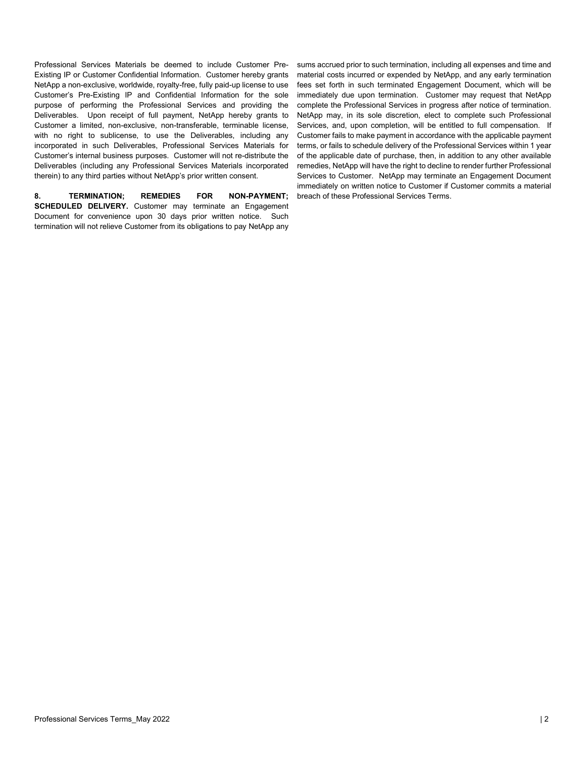Professional Services Materials be deemed to include Customer Pre-Existing IP or Customer Confidential Information. Customer hereby grants NetApp a non-exclusive, worldwide, royalty-free, fully paid-up license to use Customer's Pre-Existing IP and Confidential Information for the sole purpose of performing the Professional Services and providing the Deliverables. Upon receipt of full payment, NetApp hereby grants to Customer a limited, non-exclusive, non-transferable, terminable license, with no right to sublicense, to use the Deliverables, including any incorporated in such Deliverables, Professional Services Materials for Customer's internal business purposes. Customer will not re-distribute the Deliverables (including any Professional Services Materials incorporated therein) to any third parties without NetApp's prior written consent.

**8. TERMINATION; REMEDIES FOR NON-PAYMENT; SCHEDULED DELIVERY.** Customer may terminate an Engagement Document for convenience upon 30 days prior written notice. Such termination will not relieve Customer from its obligations to pay NetApp any sums accrued prior to such termination, including all expenses and time and material costs incurred or expended by NetApp, and any early termination fees set forth in such terminated Engagement Document, which will be immediately due upon termination. Customer may request that NetApp complete the Professional Services in progress after notice of termination. NetApp may, in its sole discretion, elect to complete such Professional Services, and, upon completion, will be entitled to full compensation. If Customer fails to make payment in accordance with the applicable payment terms, or fails to schedule delivery of the Professional Services within 1 year of the applicable date of purchase, then, in addition to any other available remedies, NetApp will have the right to decline to render further Professional Services to Customer. NetApp may terminate an Engagement Document immediately on written notice to Customer if Customer commits a material breach of these Professional Services Terms.